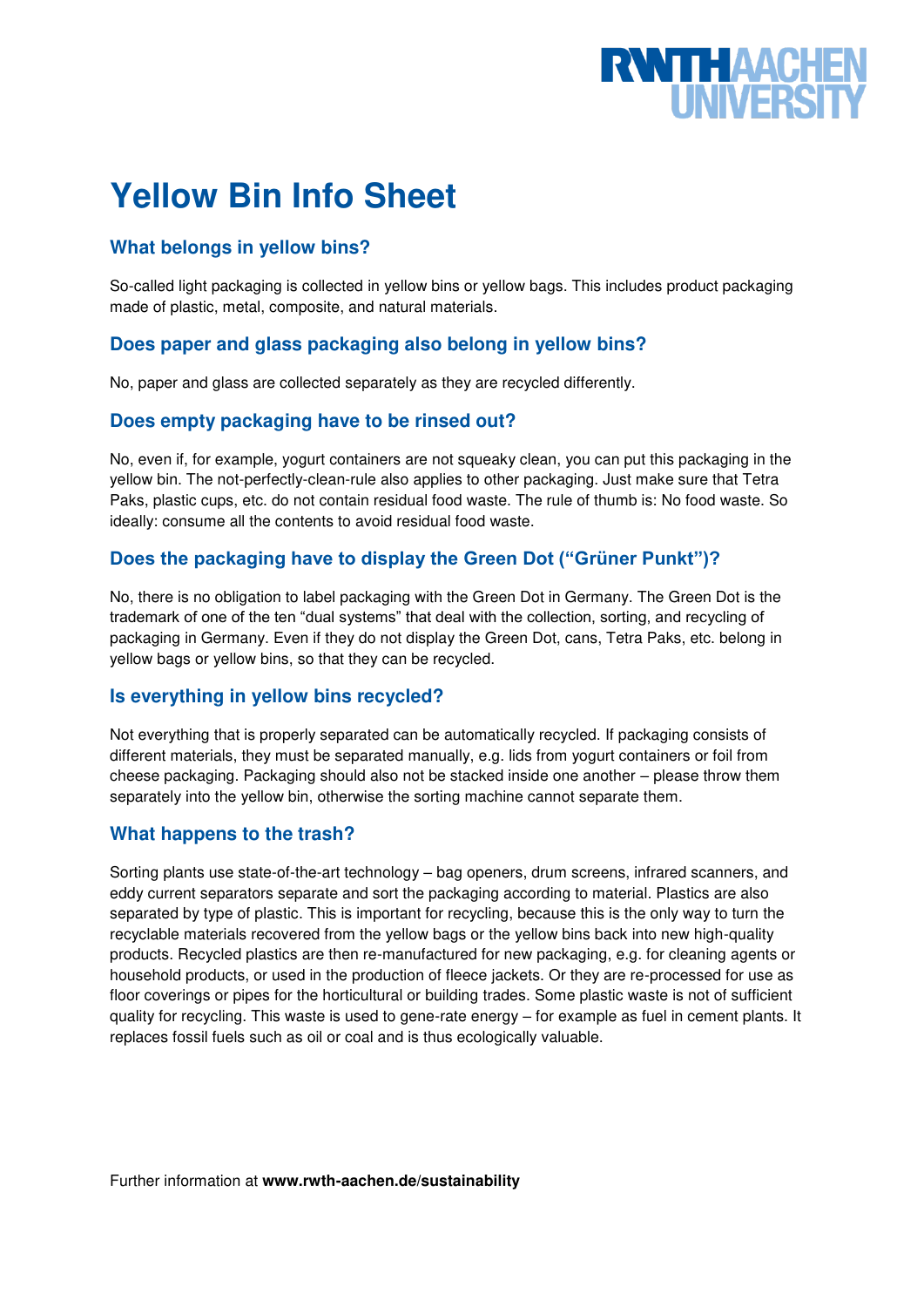# Yellow Bin Info Sheet

## What belongs in yellow bins?

So-called light packaging is collected in yellow bins or yellow bags. This includes product packaging made of plastic, metal, composite, and natural materials.

## Does paper and glass packaging also belong in yellow bins?

No, paper and glass are collected separately as they are recycled differently.

## Does empty packaging have to be rinsed out?

No, even if, for example, yogurt containers are not squeaky clean, you can put this packaging in the yellow bin. The not-perfectly-clean-rule also applies to other packaging. Just make sure that Tetra Paks, plastic cups, etc. do not contain residual food waste. The rule of thumb is: No food waste. So ideally: consume all the contents to avoid residual food waste.

## Does the packaging have to display the Green Dot ("Grüner Punkt")?

No, there is no obligation to label packaging with the Green Dot in Germany. The Green Dot is the trademark of one of the ten "dual systems" that deal with the collection, sorting, and recycling of packaging in Germany. Even if they do not display the Green Dot, cans, Tetra Paks, etc. belong in yellow bags or yellow bins, so that they can be recycled.

## Is everything in yellow bins recycled?

Not everything that is properly separated can be automatically recycled. If packaging consists of different materials, they must be separated manually, e.g. lids from yogurt containers or foil from cheese packaging. Packaging should also not be stacked inside one another – please throw them separately into the yellow bin, otherwise the sorting machine cannot separate them.

## What happens to the trash?

Sorting plants use state-of-the-art technology – bag openers, drum screens, infrared scanners, and eddy current separators separate and sort the packaging according to material. Plastics are also separated by type of plastic. This is important for recycling, because this is the only way to turn the recyclable materials recovered from the yellow bags or the yellow bins back into new high-quality products. Recycled plastics are then re-manufactured for new packaging, e.g. for cleaning agents or household products, or used in the production of fleece jackets. Or they are re-processed for use as floor coverings or pipes for the horticultural or building trades. Some plastic waste is not of sufficient quality for recycling. This waste is used to gene-rate energy – for example as fuel in cement plants. It replaces fossil fuels such as oil or coal and is thus ecologically valuable.

Further information at **www.rwth-aachen.de/sustainability**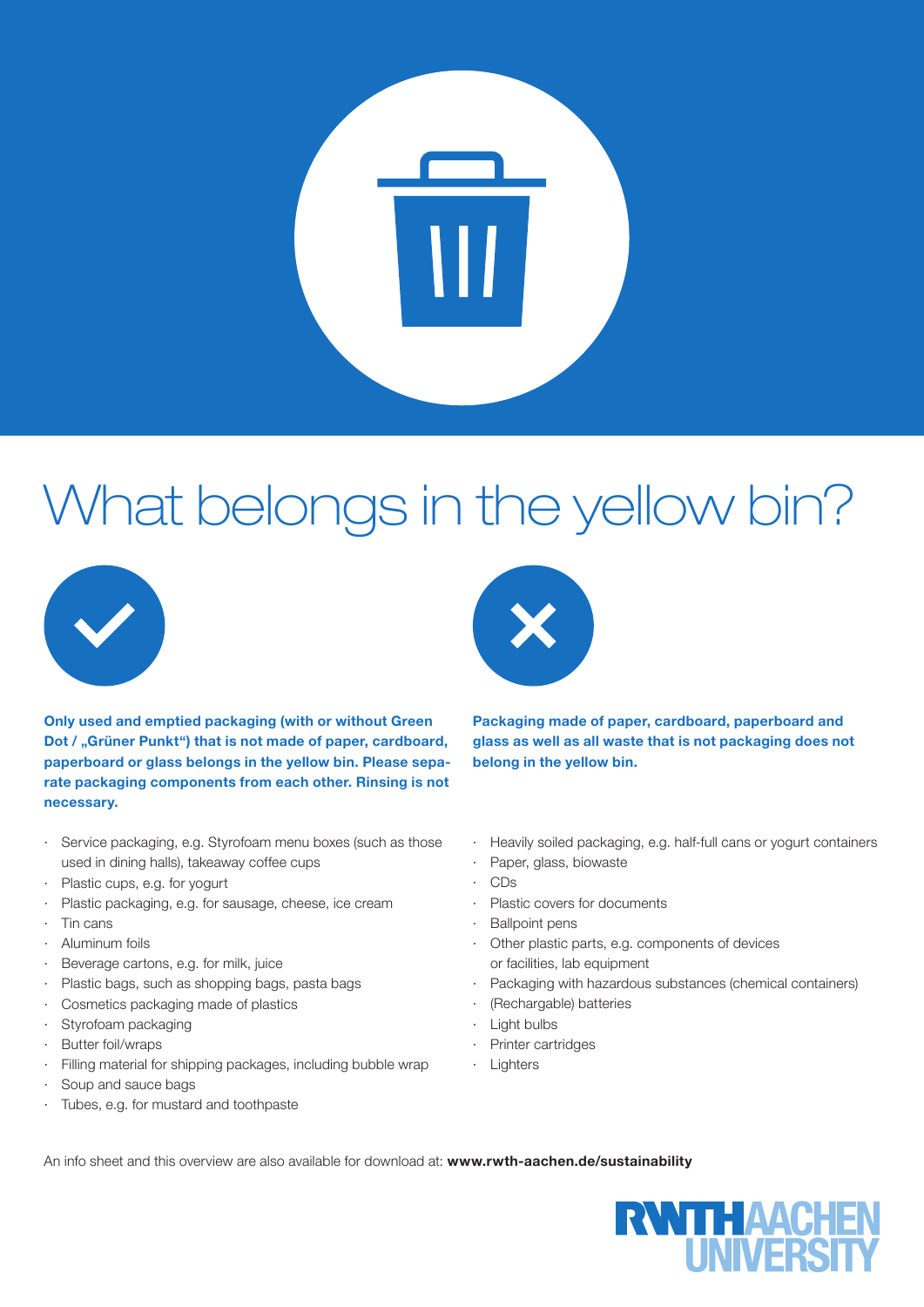# What belongs in the yellow bin?

**Only used and emptied packaging (with or without Green Dot / „Grüner Punkt") that is not made of paper, cardboard, paperboard or glass belongs in the yellow bin. Please separate packaging components from each other. Rinsing is not necessary.**

- Service packaging, e.g. Styrofoam menu boxes (such as those used in dining halls), takeaway coffee cups
- Plastic cups, e.g. for yogurt
- Plastic packaging, e.g. for sausage, cheese, ice cream
- Tin cans
- Aluminum foils
- Beverage cartons, e.g. for milk, juice
- Plastic bags, such as shopping bags, pasta bags
- Cosmetics packaging made of plastics
- Styrofoam packaging
- Butter foil/wraps
- Filling material for shipping packages, including bubble wrap
- Soup and sauce bags
- Tubes, e.g. for mustard and toothpaste

**Packaging made of paper, cardboard, paperboard and glass as well as all waste that is not packaging does not belong in the yellow bin.**

- Heavily soiled packaging, e.g. half-full cans or yogurt containers
- Paper, glass, biowaste
- CDs
- Plastic covers for documents
- Ballpoint pens
- Other plastic parts, e.g. components of devices or facilities, lab equipment
- Packaging with hazardous substances (chemical containers)
- (Rechargable) batteries
- Light bulbs
- Printer cartridges
- Lighters

An info sheet and this overview are also available for download at: **www.rwth-aachen.de/sustainability**

RWTH AACHEN UNIVERSITY